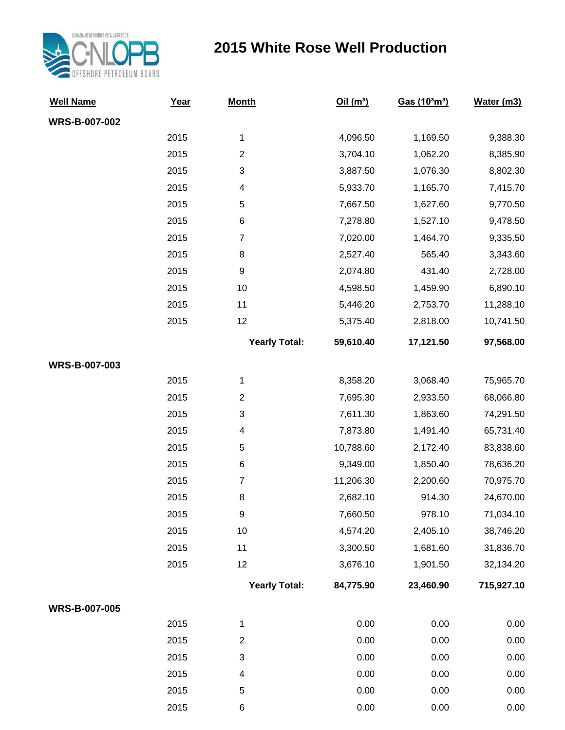# 2015 White Rose Well Production

| Well Name | Year | Month | Oil ($m^3$) | Gas ($10^3m^3$) | Water (m3) |
|---|---|---|---|---|---|
| **WRS-B-007-002** | | | | | |
| | 2015 | 1 | 4,096.50 | 1,169.50 | 9,388.30 |
| | 2015 | 2 | 3,704.10 | 1,062.20 | 8,385.90 |
| | 2015 | 3 | 3,887.50 | 1,076.30 | 8,802.30 |
| | 2015 | 4 | 5,933.70 | 1,165.70 | 7,415.70 |
| | 2015 | 5 | 7,667.50 | 1,627.60 | 9,770.50 |
| | 2015 | 6 | 7,278.80 | 1,527.10 | 9,478.50 |
| | 2015 | 7 | 7,020.00 | 1,464.70 | 9,335.50 |
| | 2015 | 8 | 2,527.40 | 565.40 | 3,343.60 |
| | 2015 | 9 | 2,074.80 | 431.40 | 2,728.00 |
| | 2015 | 10 | 4,598.50 | 1,459.90 | 6,890.10 |
| | 2015 | 11 | 5,446.20 | 2,753.70 | 11,288.10 |
| | 2015 | 12 | 5,375.40 | 2,818.00 | 10,741.50 |
| | | **Yearly Total:** | **59,610.40** | **17,121.50** | **97,568.00** |
| **WRS-B-007-003** | | | | | |
| | 2015 | 1 | 8,358.20 | 3,068.40 | 75,965.70 |
| | 2015 | 2 | 7,695.30 | 2,933.50 | 68,066.80 |
| | 2015 | 3 | 7,611.30 | 1,863.60 | 74,291.50 |
| | 2015 | 4 | 7,873.80 | 1,491.40 | 65,731.40 |
| | 2015 | 5 | 10,788.60 | 2,172.40 | 83,838.60 |
| | 2015 | 6 | 9,349.00 | 1,850.40 | 78,636.20 |
| | 2015 | 7 | 11,206.30 | 2,200.60 | 70,975.70 |
| | 2015 | 8 | 2,682.10 | 914.30 | 24,670.00 |
| | 2015 | 9 | 7,660.50 | 978.10 | 71,034.10 |
| | 2015 | 10 | 4,574.20 | 2,405.10 | 38,746.20 |
| | 2015 | 11 | 3,300.50 | 1,681.60 | 31,836.70 |
| | 2015 | 12 | 3,676.10 | 1,901.50 | 32,134.20 |
| | | **Yearly Total:** | **84,775.90** | **23,460.90** | **715,927.10** |
| **WRS-B-007-005** | | | | | |
| | 2015 | 1 | 0.00 | 0.00 | 0.00 |
| | 2015 | 2 | 0.00 | 0.00 | 0.00 |
| | 2015 | 3 | 0.00 | 0.00 | 0.00 |
| | 2015 | 4 | 0.00 | 0.00 | 0.00 |
| | 2015 | 5 | 0.00 | 0.00 | 0.00 |
| | 2015 | 6 | 0.00 | 0.00 | 0.00 |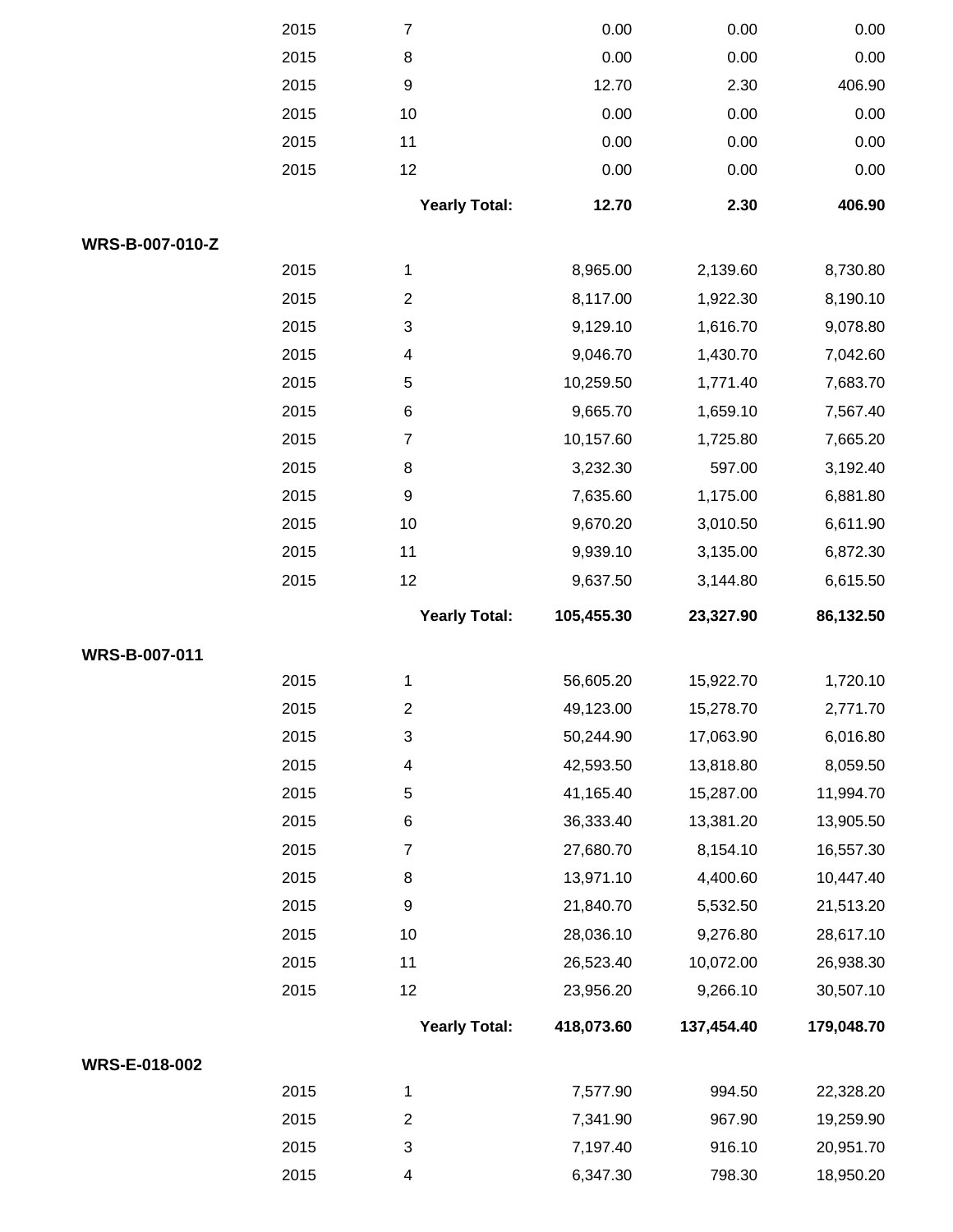| | | | | | |
|---|---|---|---|---|---|
| | 2015 | 7 | 0.00 | 0.00 | 0.00 |
| | 2015 | 8 | 0.00 | 0.00 | 0.00 |
| | 2015 | 9 | 12.70 | 2.30 | 406.90 |
| | 2015 | 10 | 0.00 | 0.00 | 0.00 |
| | 2015 | 11 | 0.00 | 0.00 | 0.00 |
| | 2015 | 12 | 0.00 | 0.00 | 0.00 |
| | | **Yearly Total:** | **12.70** | **2.30** | **406.90** |
| **WRS-B-007-010-Z** | | | | | |
| | 2015 | 1 | 8,965.00 | 2,139.60 | 8,730.80 |
| | 2015 | 2 | 8,117.00 | 1,922.30 | 8,190.10 |
| | 2015 | 3 | 9,129.10 | 1,616.70 | 9,078.80 |
| | 2015 | 4 | 9,046.70 | 1,430.70 | 7,042.60 |
| | 2015 | 5 | 10,259.50 | 1,771.40 | 7,683.70 |
| | 2015 | 6 | 9,665.70 | 1,659.10 | 7,567.40 |
| | 2015 | 7 | 10,157.60 | 1,725.80 | 7,665.20 |
| | 2015 | 8 | 3,232.30 | 597.00 | 3,192.40 |
| | 2015 | 9 | 7,635.60 | 1,175.00 | 6,881.80 |
| | 2015 | 10 | 9,670.20 | 3,010.50 | 6,611.90 |
| | 2015 | 11 | 9,939.10 | 3,135.00 | 6,872.30 |
| | 2015 | 12 | 9,637.50 | 3,144.80 | 6,615.50 |
| | | **Yearly Total:** | **105,455.30** | **23,327.90** | **86,132.50** |
| **WRS-B-007-011** | | | | | |
| | 2015 | 1 | 56,605.20 | 15,922.70 | 1,720.10 |
| | 2015 | 2 | 49,123.00 | 15,278.70 | 2,771.70 |
| | 2015 | 3 | 50,244.90 | 17,063.90 | 6,016.80 |
| | 2015 | 4 | 42,593.50 | 13,818.80 | 8,059.50 |
| | 2015 | 5 | 41,165.40 | 15,287.00 | 11,994.70 |
| | 2015 | 6 | 36,333.40 | 13,381.20 | 13,905.50 |
| | 2015 | 7 | 27,680.70 | 8,154.10 | 16,557.30 |
| | 2015 | 8 | 13,971.10 | 4,400.60 | 10,447.40 |
| | 2015 | 9 | 21,840.70 | 5,532.50 | 21,513.20 |
| | 2015 | 10 | 28,036.10 | 9,276.80 | 28,617.10 |
| | 2015 | 11 | 26,523.40 | 10,072.00 | 26,938.30 |
| | 2015 | 12 | 23,956.20 | 9,266.10 | 30,507.10 |
| | | **Yearly Total:** | **418,073.60** | **137,454.40** | **179,048.70** |
| **WRS-E-018-002** | | | | | |
| | 2015 | 1 | 7,577.90 | 994.50 | 22,328.20 |
| | 2015 | 2 | 7,341.90 | 967.90 | 19,259.90 |
| | 2015 | 3 | 7,197.40 | 916.10 | 20,951.70 |
| | 2015 | 4 | 6,347.30 | 798.30 | 18,950.20 |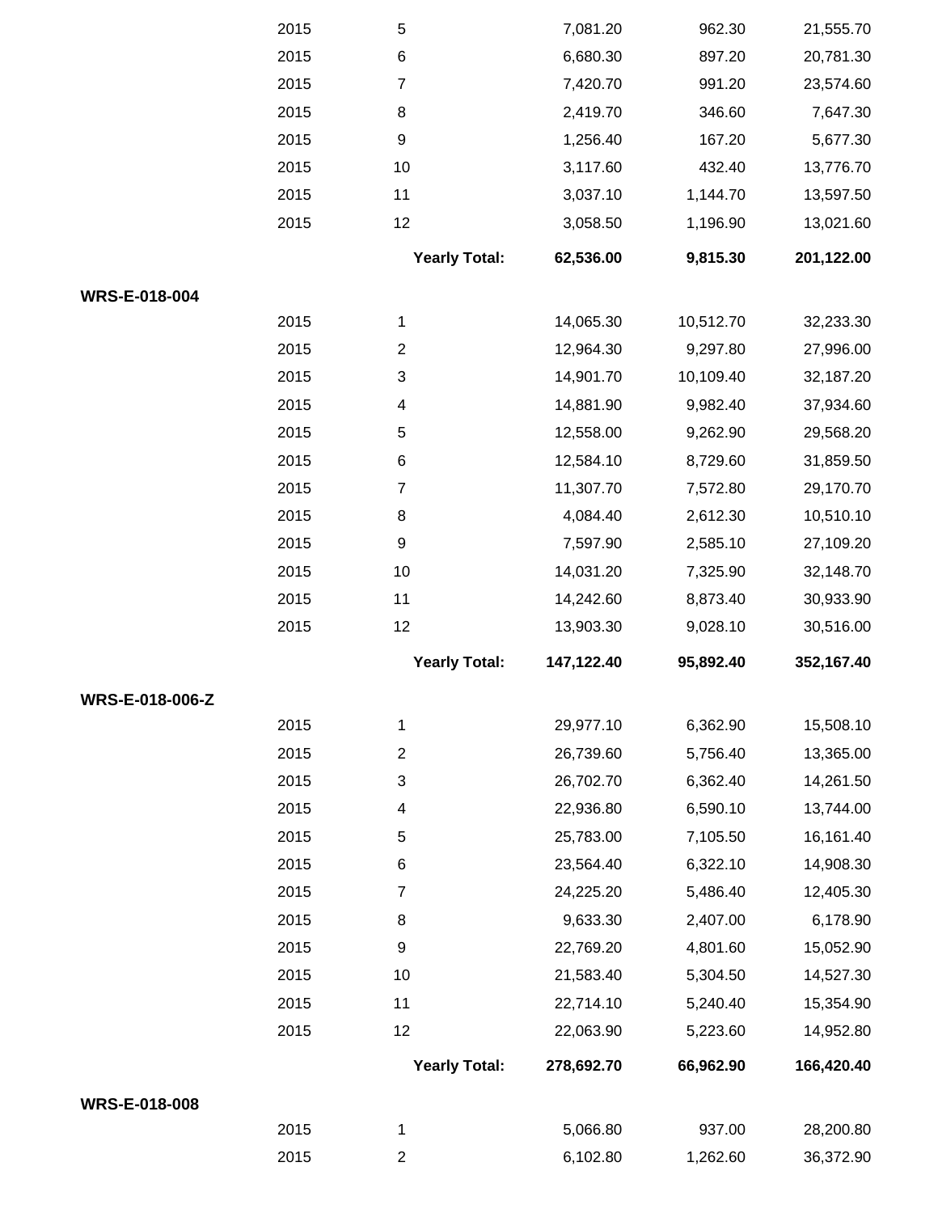| | | | | | |
|---|---|---|---|---|---|
| | 2015 | 5 | 7,081.20 | 962.30 | 21,555.70 |
| | 2015 | 6 | 6,680.30 | 897.20 | 20,781.30 |
| | 2015 | 7 | 7,420.70 | 991.20 | 23,574.60 |
| | 2015 | 8 | 2,419.70 | 346.60 | 7,647.30 |
| | 2015 | 9 | 1,256.40 | 167.20 | 5,677.30 |
| | 2015 | 10 | 3,117.60 | 432.40 | 13,776.70 |
| | 2015 | 11 | 3,037.10 | 1,144.70 | 13,597.50 |
| | 2015 | 12 | 3,058.50 | 1,196.90 | 13,021.60 |
| | | **Yearly Total:** | **62,536.00** | **9,815.30** | **201,122.00** |
| **WRS-E-018-004** | | | | | |
| | 2015 | 1 | 14,065.30 | 10,512.70 | 32,233.30 |
| | 2015 | 2 | 12,964.30 | 9,297.80 | 27,996.00 |
| | 2015 | 3 | 14,901.70 | 10,109.40 | 32,187.20 |
| | 2015 | 4 | 14,881.90 | 9,982.40 | 37,934.60 |
| | 2015 | 5 | 12,558.00 | 9,262.90 | 29,568.20 |
| | 2015 | 6 | 12,584.10 | 8,729.60 | 31,859.50 |
| | 2015 | 7 | 11,307.70 | 7,572.80 | 29,170.70 |
| | 2015 | 8 | 4,084.40 | 2,612.30 | 10,510.10 |
| | 2015 | 9 | 7,597.90 | 2,585.10 | 27,109.20 |
| | 2015 | 10 | 14,031.20 | 7,325.90 | 32,148.70 |
| | 2015 | 11 | 14,242.60 | 8,873.40 | 30,933.90 |
| | 2015 | 12 | 13,903.30 | 9,028.10 | 30,516.00 |
| | | **Yearly Total:** | **147,122.40** | **95,892.40** | **352,167.40** |
| **WRS-E-018-006-Z** | | | | | |
| | 2015 | 1 | 29,977.10 | 6,362.90 | 15,508.10 |
| | 2015 | 2 | 26,739.60 | 5,756.40 | 13,365.00 |
| | 2015 | 3 | 26,702.70 | 6,362.40 | 14,261.50 |
| | 2015 | 4 | 22,936.80 | 6,590.10 | 13,744.00 |
| | 2015 | 5 | 25,783.00 | 7,105.50 | 16,161.40 |
| | 2015 | 6 | 23,564.40 | 6,322.10 | 14,908.30 |
| | 2015 | 7 | 24,225.20 | 5,486.40 | 12,405.30 |
| | 2015 | 8 | 9,633.30 | 2,407.00 | 6,178.90 |
| | 2015 | 9 | 22,769.20 | 4,801.60 | 15,052.90 |
| | 2015 | 10 | 21,583.40 | 5,304.50 | 14,527.30 |
| | 2015 | 11 | 22,714.10 | 5,240.40 | 15,354.90 |
| | 2015 | 12 | 22,063.90 | 5,223.60 | 14,952.80 |
| | | **Yearly Total:** | **278,692.70** | **66,962.90** | **166,420.40** |
| **WRS-E-018-008** | | | | | |
| | 2015 | 1 | 5,066.80 | 937.00 | 28,200.80 |
| | 2015 | 2 | 6,102.80 | 1,262.60 | 36,372.90 |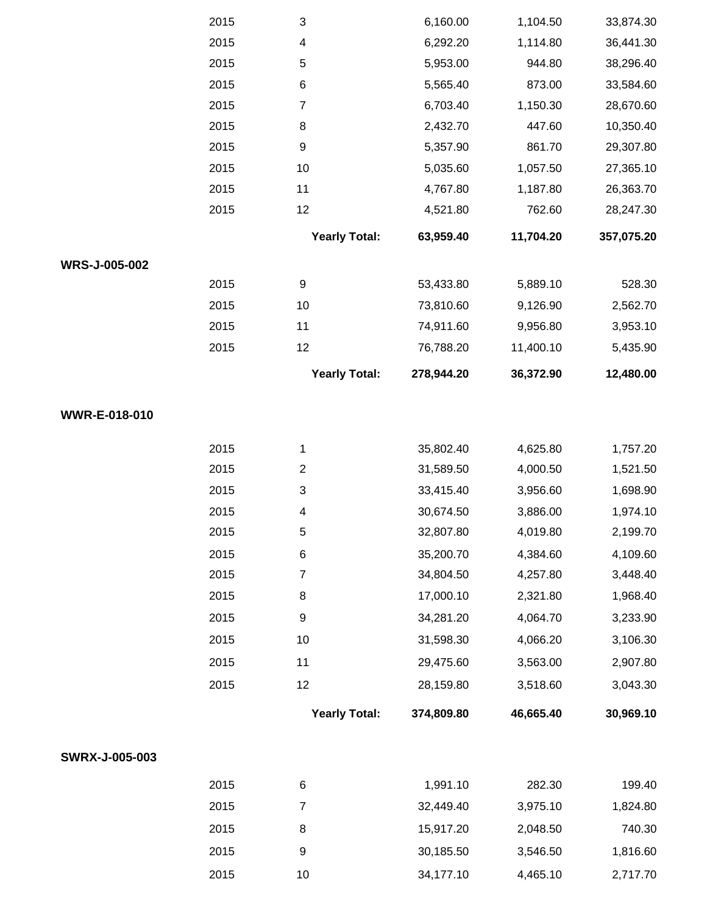| | | | | | |
|---|---|---|---|---|---|
| | 2015 | 3 | 6,160.00 | 1,104.50 | 33,874.30 |
| | 2015 | 4 | 6,292.20 | 1,114.80 | 36,441.30 |
| | 2015 | 5 | 5,953.00 | 944.80 | 38,296.40 |
| | 2015 | 6 | 5,565.40 | 873.00 | 33,584.60 |
| | 2015 | 7 | 6,703.40 | 1,150.30 | 28,670.60 |
| | 2015 | 8 | 2,432.70 | 447.60 | 10,350.40 |
| | 2015 | 9 | 5,357.90 | 861.70 | 29,307.80 |
| | 2015 | 10 | 5,035.60 | 1,057.50 | 27,365.10 |
| | 2015 | 11 | 4,767.80 | 1,187.80 | 26,363.70 |
| | 2015 | 12 | 4,521.80 | 762.60 | 28,247.30 |
| | | **Yearly Total:** | **63,959.40** | **11,704.20** | **357,075.20** |
| **WRS-J-005-002** | | | | | |
| | 2015 | 9 | 53,433.80 | 5,889.10 | 528.30 |
| | 2015 | 10 | 73,810.60 | 9,126.90 | 2,562.70 |
| | 2015 | 11 | 74,911.60 | 9,956.80 | 3,953.10 |
| | 2015 | 12 | 76,788.20 | 11,400.10 | 5,435.90 |
| | | **Yearly Total:** | **278,944.20** | **36,372.90** | **12,480.00** |
| **WWR-E-018-010** | | | | | |
| | 2015 | 1 | 35,802.40 | 4,625.80 | 1,757.20 |
| | 2015 | 2 | 31,589.50 | 4,000.50 | 1,521.50 |
| | 2015 | 3 | 33,415.40 | 3,956.60 | 1,698.90 |
| | 2015 | 4 | 30,674.50 | 3,886.00 | 1,974.10 |
| | 2015 | 5 | 32,807.80 | 4,019.80 | 2,199.70 |
| | 2015 | 6 | 35,200.70 | 4,384.60 | 4,109.60 |
| | 2015 | 7 | 34,804.50 | 4,257.80 | 3,448.40 |
| | 2015 | 8 | 17,000.10 | 2,321.80 | 1,968.40 |
| | 2015 | 9 | 34,281.20 | 4,064.70 | 3,233.90 |
| | 2015 | 10 | 31,598.30 | 4,066.20 | 3,106.30 |
| | 2015 | 11 | 29,475.60 | 3,563.00 | 2,907.80 |
| | 2015 | 12 | 28,159.80 | 3,518.60 | 3,043.30 |
| | | **Yearly Total:** | **374,809.80** | **46,665.40** | **30,969.10** |
| **SWRX-J-005-003** | | | | | |
| | 2015 | 6 | 1,991.10 | 282.30 | 199.40 |
| | 2015 | 7 | 32,449.40 | 3,975.10 | 1,824.80 |
| | 2015 | 8 | 15,917.20 | 2,048.50 | 740.30 |
| | 2015 | 9 | 30,185.50 | 3,546.50 | 1,816.60 |
| | 2015 | 10 | 34,177.10 | 4,465.10 | 2,717.70 |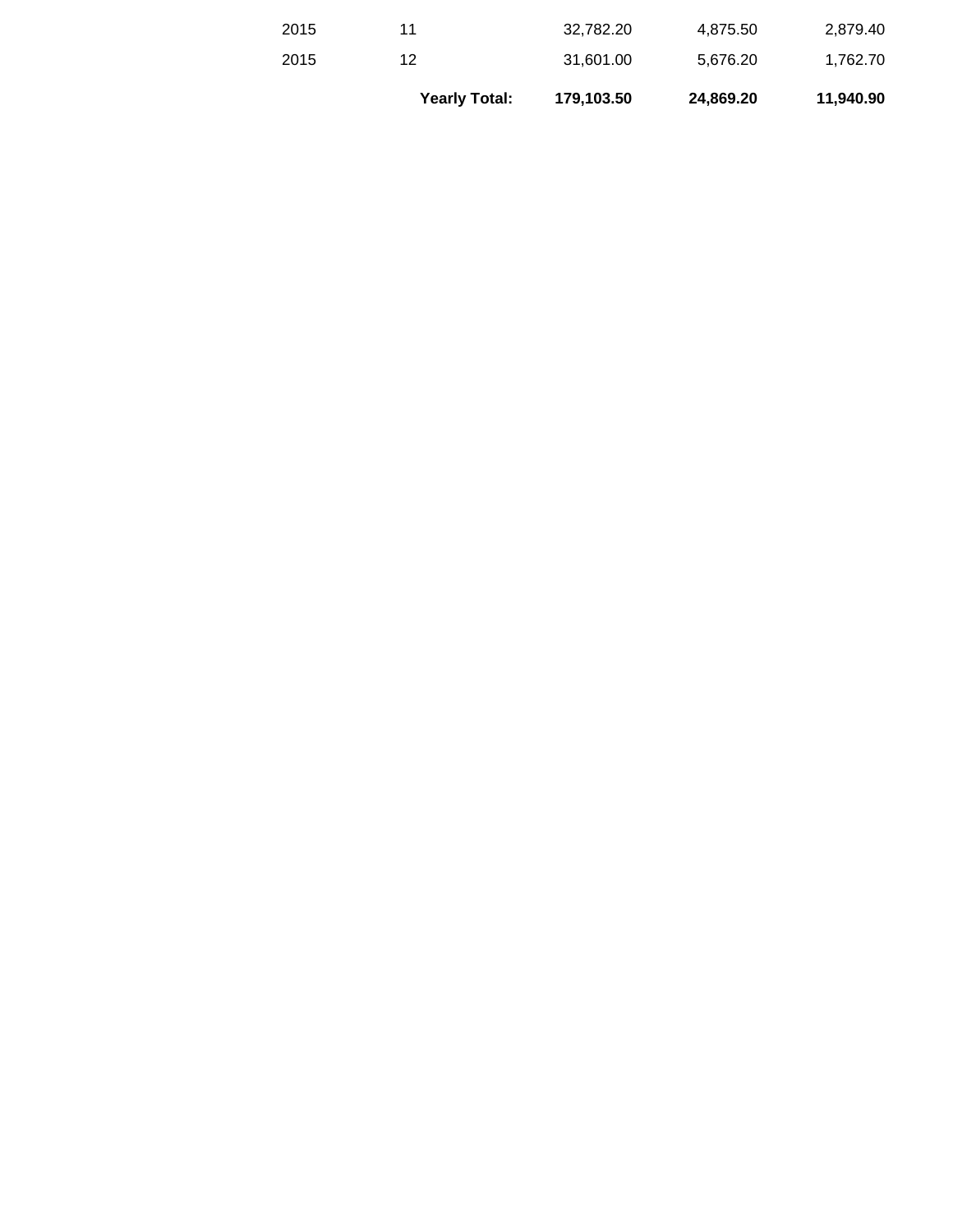| | | | | |
|---|---|---|---|---|
| 2015 | 11 | 32,782.20 | 4,875.50 | 2,879.40 |
| 2015 | 12 | 31,601.00 | 5,676.20 | 1,762.70 |
| | **Yearly Total:** | **179,103.50** | **24,869.20** | **11,940.90** |